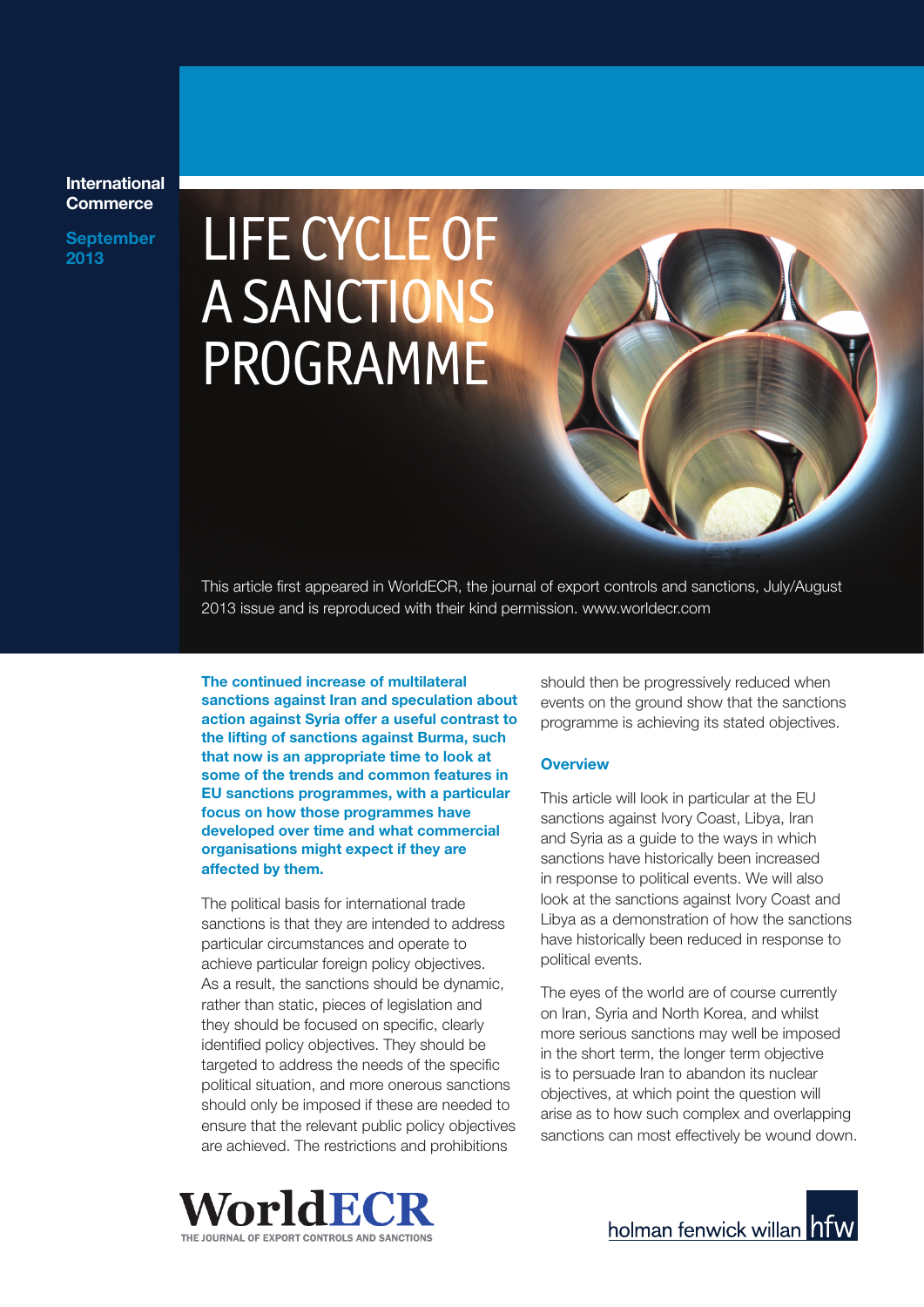International Commerce

September 2013

# LIFE CYCLE OF A SANCTIONS PROGRAMME

This article first appeared in WorldECR, the journal of export controls and sanctions, July/August 2013 issue and is reproduced with their kind permission. www.worldecr.com

**The continued increase of multilateral sanctions against Iran and speculation about action against Syria offer a useful contrast to the lifting of sanctions against Burma, such that now is an appropriate time to look at some of the trends and common features in EU sanctions programmes, with a particular focus on how those programmes have developed over time and what commercial organisations might expect if they are affected by them.**

The political basis for international trade sanctions is that they are intended to address particular circumstances and operate to achieve particular foreign policy objectives. As a result, the sanctions should be dynamic, rather than static, pieces of legislation and they should be focused on specific, clearly identified policy objectives. They should be targeted to address the needs of the specific political situation, and more onerous sanctions should only be imposed if these are needed to ensure that the relevant public policy objectives are achieved. The restrictions and prohibitions should then be progressively reduced when events on the ground show that the sanctions programme is achieving its stated objectives.

## Overview

This article will look in particular at the EU sanctions against Ivory Coast, Libya, Iran and Syria as a guide to the ways in which sanctions have historically been increased in response to political events. We will also look at the sanctions against Ivory Coast and Libya as a demonstration of how the sanctions have historically been reduced in response to political events.

The eyes of the world are of course currently on Iran, Syria and North Korea, and whilst more serious sanctions may well be imposed in the short term, the longer term objective is to persuade Iran to abandon its nuclear objectives, at which point the question will arise as to how such complex and overlapping sanctions can most effectively be wound down.

WorldECR THE JOURNAL OF EXPORT CONTROLS AND SANCTIONS

holman fenwick willan hfw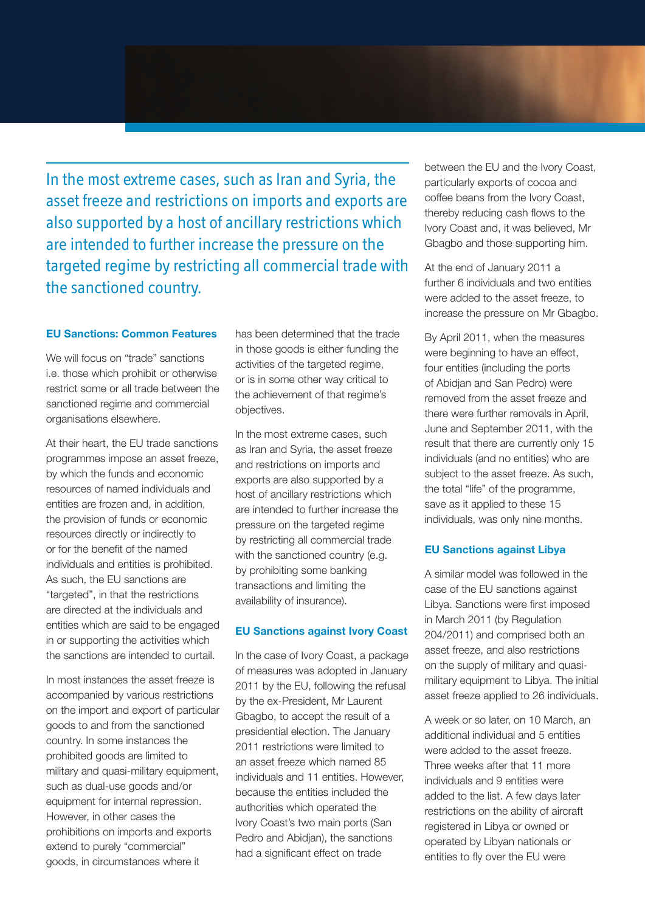> In the most extreme cases, such as Iran and Syria, the asset freeze and restrictions on imports and exports are also supported by a host of ancillary restrictions which are intended to further increase the pressure on the targeted regime by restricting all commercial trade with the sanctioned country.

### EU Sanctions: Common Features

We will focus on "trade" sanctions i.e. those which prohibit or otherwise restrict some or all trade between the sanctioned regime and commercial organisations elsewhere.

At their heart, the EU trade sanctions programmes impose an asset freeze, by which the funds and economic resources of named individuals and entities are frozen and, in addition, the provision of funds or economic resources directly or indirectly to or for the benefit of the named individuals and entities is prohibited. As such, the EU sanctions are "targeted", in that the restrictions are directed at the individuals and entities which are said to be engaged in or supporting the activities which the sanctions are intended to curtail.

In most instances the asset freeze is accompanied by various restrictions on the import and export of particular goods to and from the sanctioned country. In some instances the prohibited goods are limited to military and quasi-military equipment, such as dual-use goods and/or equipment for internal repression. However, in other cases the prohibitions on imports and exports extend to purely "commercial" goods, in circumstances where it has been determined that the trade in those goods is either funding the activities of the targeted regime, or is in some other way critical to the achievement of that regime's objectives.

In the most extreme cases, such as Iran and Syria, the asset freeze and restrictions on imports and exports are also supported by a host of ancillary restrictions which are intended to further increase the pressure on the targeted regime by restricting all commercial trade with the sanctioned country (e.g. by prohibiting some banking transactions and limiting the availability of insurance).

### EU Sanctions against Ivory Coast

In the case of Ivory Coast, a package of measures was adopted in January 2011 by the EU, following the refusal by the ex-President, Mr Laurent Gbagbo, to accept the result of a presidential election. The January 2011 restrictions were limited to an asset freeze which named 85 individuals and 11 entities. However, because the entities included the authorities which operated the Ivory Coast's two main ports (San Pedro and Abidjan), the sanctions had a significant effect on trade between the EU and the Ivory Coast, particularly exports of cocoa and coffee beans from the Ivory Coast, thereby reducing cash flows to the Ivory Coast and, it was believed, Mr Gbagbo and those supporting him.

At the end of January 2011 a further 6 individuals and two entities were added to the asset freeze, to increase the pressure on Mr Gbagbo.

By April 2011, when the measures were beginning to have an effect, four entities (including the ports of Abidjan and San Pedro) were removed from the asset freeze and there were further removals in April, June and September 2011, with the result that there are currently only 15 individuals (and no entities) who are subject to the asset freeze. As such, the total "life" of the programme, save as it applied to these 15 individuals, was only nine months.

### EU Sanctions against Libya

A similar model was followed in the case of the EU sanctions against Libya. Sanctions were first imposed in March 2011 (by Regulation 204/2011) and comprised both an asset freeze, and also restrictions on the supply of military and quasi-military equipment to Libya. The initial asset freeze applied to 26 individuals.

A week or so later, on 10 March, an additional individual and 5 entities were added to the asset freeze. Three weeks after that 11 more individuals and 9 entities were added to the list. A few days later restrictions on the ability of aircraft registered in Libya or owned or operated by Libyan nationals or entities to fly over the EU were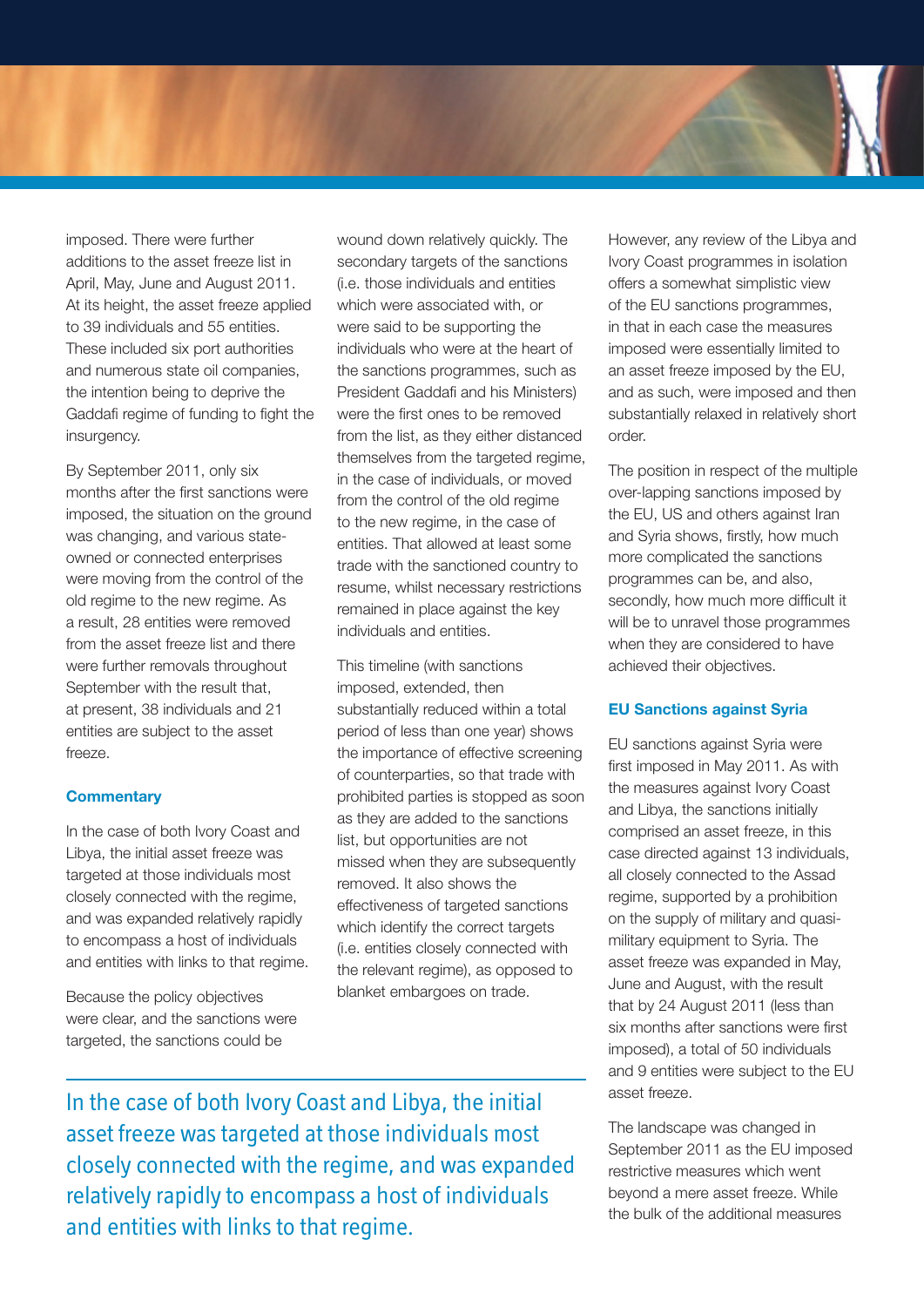imposed. There were further additions to the asset freeze list in April, May, June and August 2011. At its height, the asset freeze applied to 39 individuals and 55 entities. These included six port authorities and numerous state oil companies, the intention being to deprive the Gaddafi regime of funding to fight the insurgency.

By September 2011, only six months after the first sanctions were imposed, the situation on the ground was changing, and various state-owned or connected enterprises were moving from the control of the old regime to the new regime. As a result, 28 entities were removed from the asset freeze list and there were further removals throughout September with the result that, at present, 38 individuals and 21 entities are subject to the asset freeze.

### Commentary

In the case of both Ivory Coast and Libya, the initial asset freeze was targeted at those individuals most closely connected with the regime, and was expanded relatively rapidly to encompass a host of individuals and entities with links to that regime.

Because the policy objectives were clear, and the sanctions were targeted, the sanctions could be wound down relatively quickly. The secondary targets of the sanctions (i.e. those individuals and entities which were associated with, or were said to be supporting the individuals who were at the heart of the sanctions programmes, such as President Gaddafi and his Ministers) were the first ones to be removed from the list, as they either distanced themselves from the targeted regime, in the case of individuals, or moved from the control of the old regime to the new regime, in the case of entities. That allowed at least some trade with the sanctioned country to resume, whilst necessary restrictions remained in place against the key individuals and entities.

This timeline (with sanctions imposed, extended, then substantially reduced within a total period of less than one year) shows the importance of effective screening of counterparties, so that trade with prohibited parties is stopped as soon as they are added to the sanctions list, but opportunities are not missed when they are subsequently removed. It also shows the effectiveness of targeted sanctions which identify the correct targets (i.e. entities closely connected with the relevant regime), as opposed to blanket embargoes on trade.

> In the case of both Ivory Coast and Libya, the initial asset freeze was targeted at those individuals most closely connected with the regime, and was expanded relatively rapidly to encompass a host of individuals and entities with links to that regime.

However, any review of the Libya and Ivory Coast programmes in isolation offers a somewhat simplistic view of the EU sanctions programmes, in that in each case the measures imposed were essentially limited to an asset freeze imposed by the EU, and as such, were imposed and then substantially relaxed in relatively short order.

The position in respect of the multiple over-lapping sanctions imposed by the EU, US and others against Iran and Syria shows, firstly, how much more complicated the sanctions programmes can be, and also, secondly, how much more difficult it will be to unravel those programmes when they are considered to have achieved their objectives.

### EU Sanctions against Syria

EU sanctions against Syria were first imposed in May 2011. As with the measures against Ivory Coast and Libya, the sanctions initially comprised an asset freeze, in this case directed against 13 individuals, all closely connected to the Assad regime, supported by a prohibition on the supply of military and quasi-military equipment to Syria. The asset freeze was expanded in May, June and August, with the result that by 24 August 2011 (less than six months after sanctions were first imposed), a total of 50 individuals and 9 entities were subject to the EU asset freeze.

The landscape was changed in September 2011 as the EU imposed restrictive measures which went beyond a mere asset freeze. While the bulk of the additional measures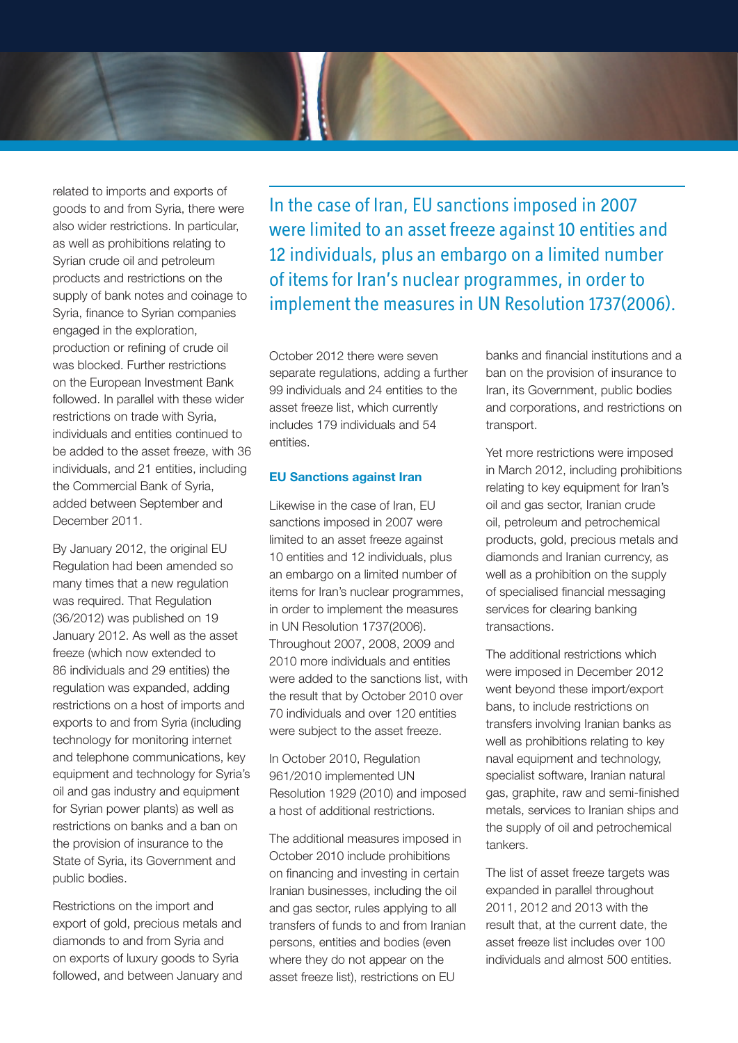related to imports and exports of goods to and from Syria, there were also wider restrictions. In particular, as well as prohibitions relating to Syrian crude oil and petroleum products and restrictions on the supply of bank notes and coinage to Syria, finance to Syrian companies engaged in the exploration, production or refining of crude oil was blocked. Further restrictions on the European Investment Bank followed. In parallel with these wider restrictions on trade with Syria, individuals and entities continued to be added to the asset freeze, with 36 individuals, and 21 entities, including the Commercial Bank of Syria, added between September and December 2011.

By January 2012, the original EU Regulation had been amended so many times that a new regulation was required. That Regulation (36/2012) was published on 19 January 2012. As well as the asset freeze (which now extended to 86 individuals and 29 entities) the regulation was expanded, adding restrictions on a host of imports and exports to and from Syria (including technology for monitoring internet and telephone communications, key equipment and technology for Syria's oil and gas industry and equipment for Syrian power plants) as well as restrictions on banks and a ban on the provision of insurance to the State of Syria, its Government and public bodies.

Restrictions on the import and export of gold, precious metals and diamonds to and from Syria and on exports of luxury goods to Syria followed, and between January and October 2012 there were seven separate regulations, adding a further 99 individuals and 24 entities to the asset freeze list, which currently includes 179 individuals and 54 entities.

> In the case of Iran, EU sanctions imposed in 2007 were limited to an asset freeze against 10 entities and 12 individuals, plus an embargo on a limited number of items for Iran's nuclear programmes, in order to implement the measures in UN Resolution 1737(2006).

### EU Sanctions against Iran

Likewise in the case of Iran, EU sanctions imposed in 2007 were limited to an asset freeze against 10 entities and 12 individuals, plus an embargo on a limited number of items for Iran's nuclear programmes, in order to implement the measures in UN Resolution 1737(2006). Throughout 2007, 2008, 2009 and 2010 more individuals and entities were added to the sanctions list, with the result that by October 2010 over 70 individuals and over 120 entities were subject to the asset freeze.

In October 2010, Regulation 961/2010 implemented UN Resolution 1929 (2010) and imposed a host of additional restrictions.

The additional measures imposed in October 2010 include prohibitions on financing and investing in certain Iranian businesses, including the oil and gas sector, rules applying to all transfers of funds to and from Iranian persons, entities and bodies (even where they do not appear on the asset freeze list), restrictions on EU banks and financial institutions and a ban on the provision of insurance to Iran, its Government, public bodies and corporations, and restrictions on transport.

Yet more restrictions were imposed in March 2012, including prohibitions relating to key equipment for Iran's oil and gas sector, Iranian crude oil, petroleum and petrochemical products, gold, precious metals and diamonds and Iranian currency, as well as a prohibition on the supply of specialised financial messaging services for clearing banking transactions.

The additional restrictions which were imposed in December 2012 went beyond these import/export bans, to include restrictions on transfers involving Iranian banks as well as prohibitions relating to key naval equipment and technology, specialist software, Iranian natural gas, graphite, raw and semi-finished metals, services to Iranian ships and the supply of oil and petrochemical tankers.

The list of asset freeze targets was expanded in parallel throughout 2011, 2012 and 2013 with the result that, at the current date, the asset freeze list includes over 100 individuals and almost 500 entities.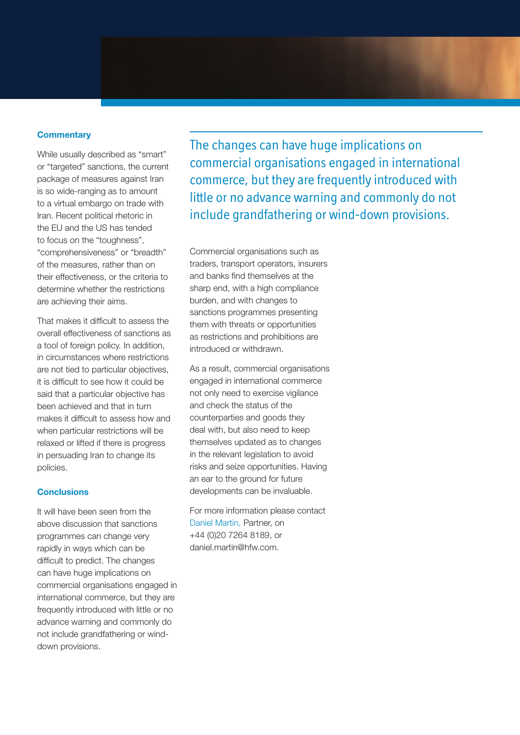### Commentary

While usually described as "smart" or "targeted" sanctions, the current package of measures against Iran is so wide-ranging as to amount to a virtual embargo on trade with Iran. Recent political rhetoric in the EU and the US has tended to focus on the "toughness", "comprehensiveness" or "breadth" of the measures, rather than on their effectiveness, or the criteria to determine whether the restrictions are achieving their aims.

That makes it difficult to assess the overall effectiveness of sanctions as a tool of foreign policy. In addition, in circumstances where restrictions are not tied to particular objectives, it is difficult to see how it could be said that a particular objective has been achieved and that in turn makes it difficult to assess how and when particular restrictions will be relaxed or lifted if there is progress in persuading Iran to change its policies.

### Conclusions

It will have been seen from the above discussion that sanctions programmes can change very rapidly in ways which can be difficult to predict. The changes can have huge implications on commercial organisations engaged in international commerce, but they are frequently introduced with little or no advance warning and commonly do not include grandfathering or wind-down provisions.

> The changes can have huge implications on commercial organisations engaged in international commerce, but they are frequently introduced with little or no advance warning and commonly do not include grandfathering or wind-down provisions.

Commercial organisations such as traders, transport operators, insurers and banks find themselves at the sharp end, with a high compliance burden, and with changes to sanctions programmes presenting them with threats or opportunities as restrictions and prohibitions are introduced or withdrawn.

As a result, commercial organisations engaged in international commerce not only need to exercise vigilance and check the status of the counterparties and goods they deal with, but also need to keep themselves updated as to changes in the relevant legislation to avoid risks and seize opportunities. Having an ear to the ground for future developments can be invaluable.

For more information please contact Daniel Martin, Partner, on +44 (0)20 7264 8189, or daniel.martin@hfw.com.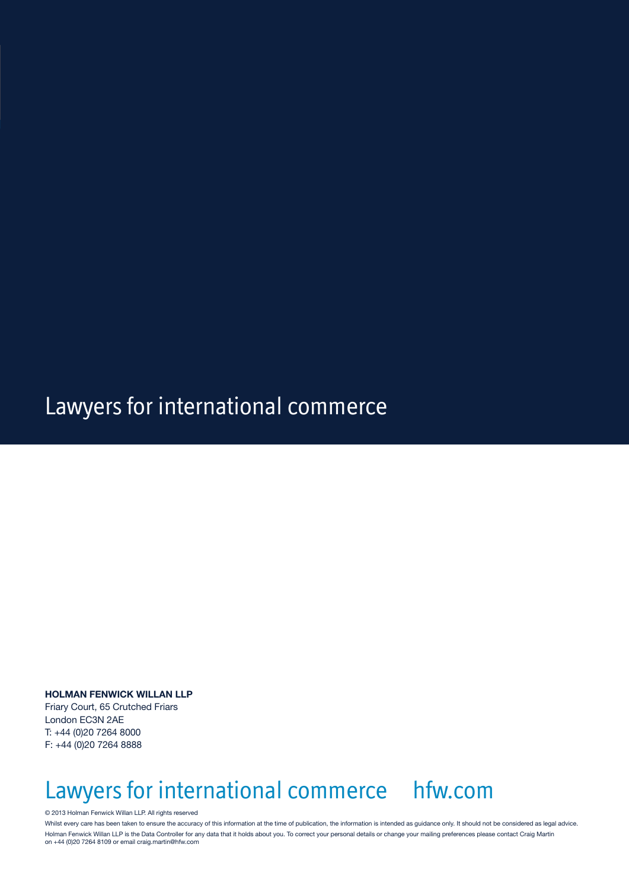Lawyers for international commerce

**HOLMAN FENWICK WILLAN LLP**
Friary Court, 65 Crutched Friars
London EC3N 2AE
T: +44 (0)20 7264 8000
F: +44 (0)20 7264 8888

Lawyers for international commerce hfw.com

© 2013 Holman Fenwick Willan LLP. All rights reserved

Whilst every care has been taken to ensure the accuracy of this information at the time of publication, the information is intended as guidance only. It should not be considered as legal advice.

Holman Fenwick Willan LLP is the Data Controller for any data that it holds about you. To correct your personal details or change your mailing preferences please contact Craig Martin on +44 (0)20 7264 8109 or email craig.martin@hfw.com